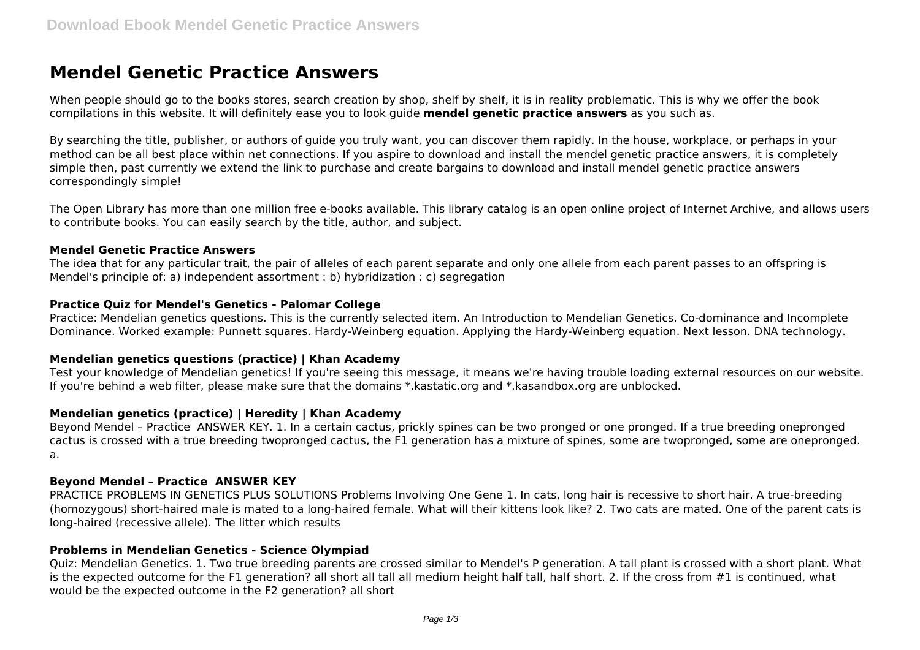# Mendel Genetic Practice Answers

When people should go to the books stores, search creation by shop, shelf by shelf, it is in reality problematic. This is why we offer the book compilations in this website. It will definitely ease you to look guide **mendel genetic practice answers** as you such as.

By searching the title, publisher, or authors of guide you truly want, you can discover them rapidly. In the house, workplace, or perhaps in your method can be all best place within net connections. If you aspire to download and install the mendel genetic practice answers, it is completely simple then, past currently we extend the link to purchase and create bargains to download and install mendel genetic practice answers correspondingly simple!

The Open Library has more than one million free e-books available. This library catalog is an open online project of Internet Archive, and allows users to contribute books. You can easily search by the title, author, and subject.

### Mendel Genetic Practice Answers

The idea that for any particular trait, the pair of alleles of each parent separate and only one allele from each parent passes to an offspring is Mendel's principle of: a) independent assortment : b) hybridization : c) segregation

### Practice Quiz for Mendel's Genetics - Palomar College

Practice: Mendelian genetics questions. This is the currently selected item. An Introduction to Mendelian Genetics. Co-dominance and Incomplete Dominance. Worked example: Punnett squares. Hardy-Weinberg equation. Applying the Hardy-Weinberg equation. Next lesson. DNA technology.

### Mendelian genetics questions (practice) | Khan Academy

Test your knowledge of Mendelian genetics! If you're seeing this message, it means we're having trouble loading external resources on our website. If you're behind a web filter, please make sure that the domains *.kastatic.org and *.kasandbox.org are unblocked.

### Mendelian genetics (practice) | Heredity | Khan Academy

Beyond Mendel – Practice ANSWER KEY. 1. In a certain cactus, prickly spines can be two pronged or one pronged. If a true breeding onepronged cactus is crossed with a true breeding twopronged cactus, the F1 generation has a mixture of spines, some are twopronged, some are onepronged. a.

### Beyond Mendel – Practice ANSWER KEY

PRACTICE PROBLEMS IN GENETICS PLUS SOLUTIONS Problems Involving One Gene 1. In cats, long hair is recessive to short hair. A true-breeding (homozygous) short-haired male is mated to a long-haired female. What will their kittens look like? 2. Two cats are mated. One of the parent cats is long-haired (recessive allele). The litter which results

### Problems in Mendelian Genetics - Science Olympiad

Quiz: Mendelian Genetics. 1. Two true breeding parents are crossed similar to Mendel's P generation. A tall plant is crossed with a short plant. What is the expected outcome for the F1 generation? all short all tall all medium height half tall, half short. 2. If the cross from #1 is continued, what would be the expected outcome in the F2 generation? all short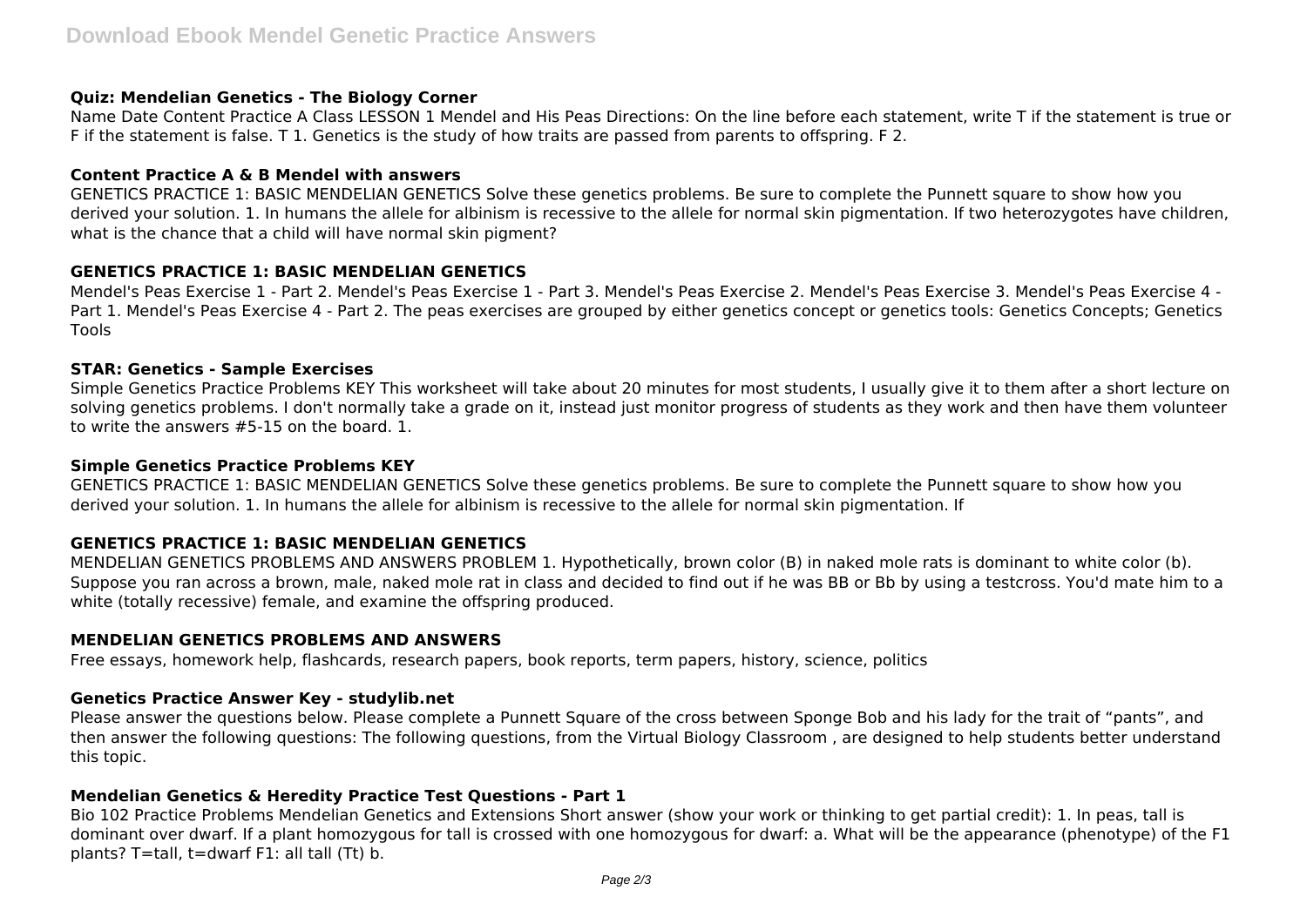### Quiz: Mendelian Genetics - The Biology Corner

Name Date Content Practice A Class LESSON 1 Mendel and His Peas Directions: On the line before each statement, write T if the statement is true or F if the statement is false. T 1. Genetics is the study of how traits are passed from parents to offspring. F 2.

### Content Practice A & B Mendel with answers

GENETICS PRACTICE 1: BASIC MENDELIAN GENETICS Solve these genetics problems. Be sure to complete the Punnett square to show how you derived your solution. 1. In humans the allele for albinism is recessive to the allele for normal skin pigmentation. If two heterozygotes have children, what is the chance that a child will have normal skin pigment?

### GENETICS PRACTICE 1: BASIC MENDELIAN GENETICS

Mendel's Peas Exercise 1 - Part 2. Mendel's Peas Exercise 1 - Part 3. Mendel's Peas Exercise 2. Mendel's Peas Exercise 3. Mendel's Peas Exercise 4 - Part 1. Mendel's Peas Exercise 4 - Part 2. The peas exercises are grouped by either genetics concept or genetics tools: Genetics Concepts; Genetics Tools

### STAR: Genetics - Sample Exercises

Simple Genetics Practice Problems KEY This worksheet will take about 20 minutes for most students, I usually give it to them after a short lecture on solving genetics problems. I don't normally take a grade on it, instead just monitor progress of students as they work and then have them volunteer to write the answers #5-15 on the board. 1.

### Simple Genetics Practice Problems KEY

GENETICS PRACTICE 1: BASIC MENDELIAN GENETICS Solve these genetics problems. Be sure to complete the Punnett square to show how you derived your solution. 1. In humans the allele for albinism is recessive to the allele for normal skin pigmentation. If

### GENETICS PRACTICE 1: BASIC MENDELIAN GENETICS

MENDELIAN GENETICS PROBLEMS AND ANSWERS PROBLEM 1. Hypothetically, brown color (B) in naked mole rats is dominant to white color (b). Suppose you ran across a brown, male, naked mole rat in class and decided to find out if he was BB or Bb by using a testcross. You'd mate him to a white (totally recessive) female, and examine the offspring produced.

### MENDELIAN GENETICS PROBLEMS AND ANSWERS

Free essays, homework help, flashcards, research papers, book reports, term papers, history, science, politics

### Genetics Practice Answer Key - studylib.net

Please answer the questions below. Please complete a Punnett Square of the cross between Sponge Bob and his lady for the trait of "pants", and then answer the following questions: The following questions, from the Virtual Biology Classroom , are designed to help students better understand this topic.

### Mendelian Genetics & Heredity Practice Test Questions - Part 1

Bio 102 Practice Problems Mendelian Genetics and Extensions Short answer (show your work or thinking to get partial credit): 1. In peas, tall is dominant over dwarf. If a plant homozygous for tall is crossed with one homozygous for dwarf: a. What will be the appearance (phenotype) of the F1 plants? T=tall, t=dwarf F1: all tall (Tt) b.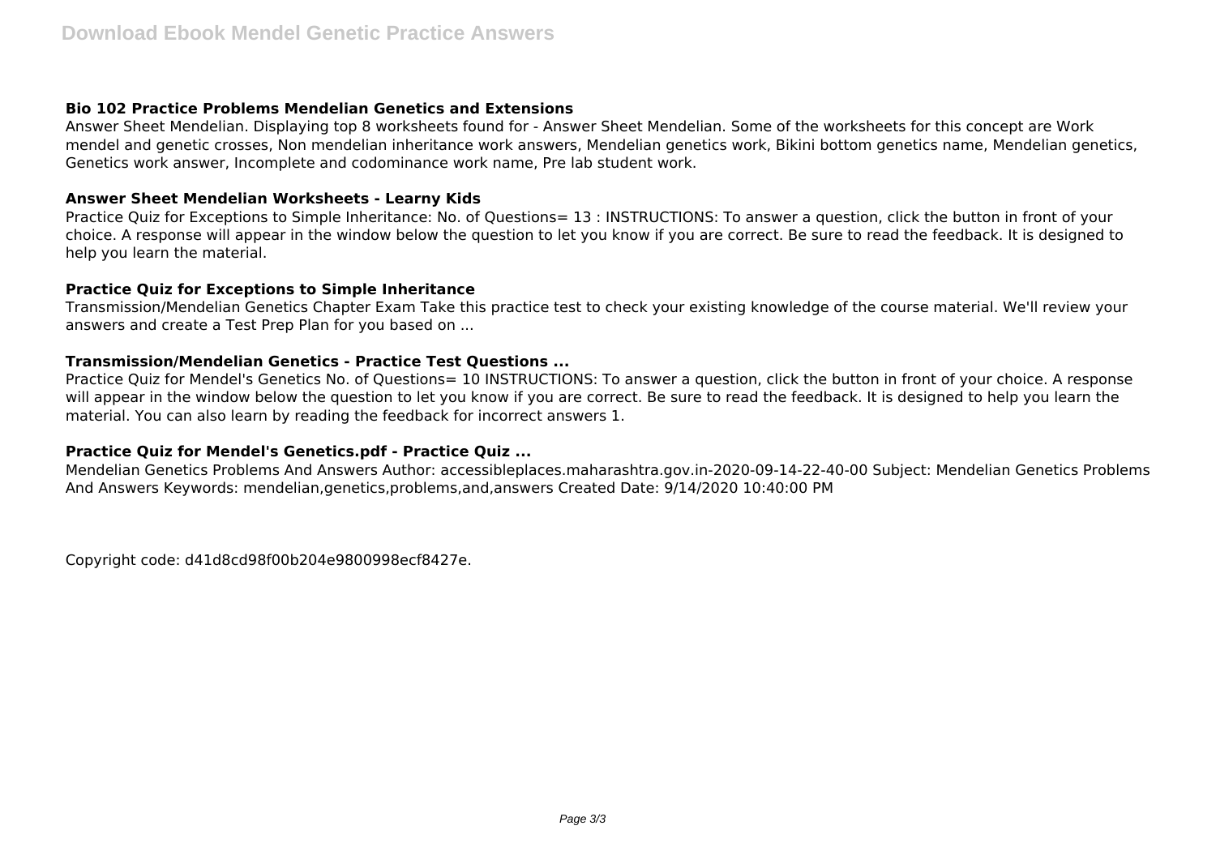**Bio 102 Practice Problems Mendelian Genetics and Extensions**

Answer Sheet Mendelian. Displaying top 8 worksheets found for - Answer Sheet Mendelian. Some of the worksheets for this concept are Work mendel and genetic crosses, Non mendelian inheritance work answers, Mendelian genetics work, Bikini bottom genetics name, Mendelian genetics, Genetics work answer, Incomplete and codominance work name, Pre lab student work.

**Answer Sheet Mendelian Worksheets - Learny Kids**

Practice Quiz for Exceptions to Simple Inheritance: No. of Questions= 13 : INSTRUCTIONS: To answer a question, click the button in front of your choice. A response will appear in the window below the question to let you know if you are correct. Be sure to read the feedback. It is designed to help you learn the material.

**Practice Quiz for Exceptions to Simple Inheritance**

Transmission/Mendelian Genetics Chapter Exam Take this practice test to check your existing knowledge of the course material. We'll review your answers and create a Test Prep Plan for you based on ...

**Transmission/Mendelian Genetics - Practice Test Questions ...**

Practice Quiz for Mendel's Genetics No. of Questions= 10 INSTRUCTIONS: To answer a question, click the button in front of your choice. A response will appear in the window below the question to let you know if you are correct. Be sure to read the feedback. It is designed to help you learn the material. You can also learn by reading the feedback for incorrect answers 1.

**Practice Quiz for Mendel's Genetics.pdf - Practice Quiz ...**

Mendelian Genetics Problems And Answers Author: accessibleplaces.maharashtra.gov.in-2020-09-14-22-40-00 Subject: Mendelian Genetics Problems And Answers Keywords: mendelian,genetics,problems,and,answers Created Date: 9/14/2020 10:40:00 PM

Copyright code: d41d8cd98f00b204e9800998ecf8427e.